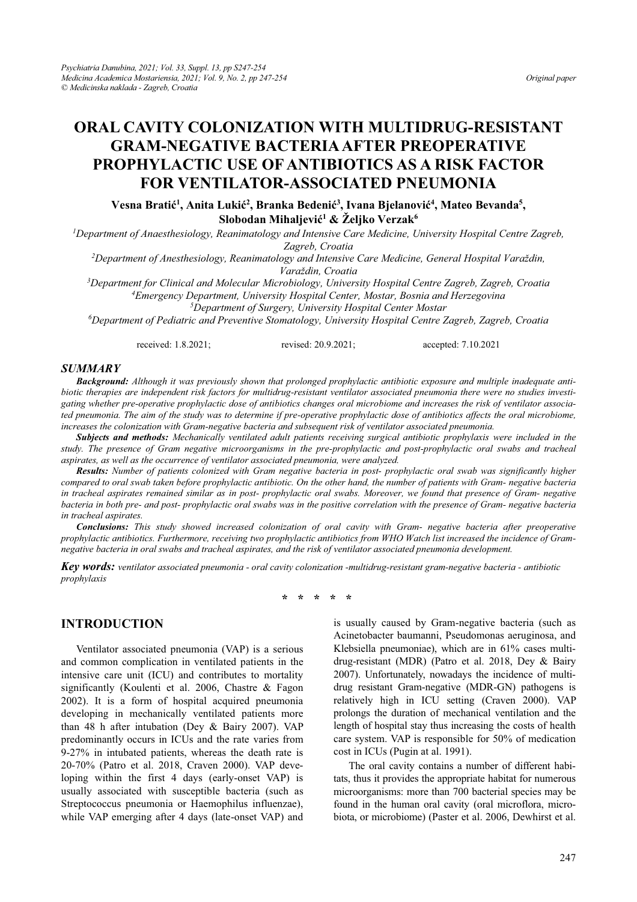Original paper

# ORAL CAVITY COLONIZATION WITH MULTIDRUG-RESISTANT GRAM-NEGATIVE BACTERIA AFTER PREOPERATIVE PROPHYLACTIC USE OF ANTIBIOTICS AS A RISK FACTOR FOR VENTILATOR-ASSOCIATED PNEUMONIA

**Vesna Bratić[1], Anita Lukić[2], Branka Bedenić[3], Ivana Bjelanović[4], Mateo Bevanda[5], Slobodan Mihaljević[1] & Željko Verzak[6]**

[1]Department of Anaesthesiology, Reanimatology and Intensive Care Medicine, University Hospital Centre Zagreb, Zagreb, Croatia
[2]Department of Anesthesiology, Reanimatology and Intensive Care Medicine, General Hospital Varaždin, Varaždin, Croatia
[3]Department for Clinical and Molecular Microbiology, University Hospital Centre Zagreb, Zagreb, Croatia
[4]Emergency Department, University Hospital Center, Mostar, Bosnia and Herzegovina
[5]Department of Surgery, University Hospital Center Mostar
[6]Department of Pediatric and Preventive Stomatology, University Hospital Centre Zagreb, Zagreb, Croatia

received: 1.8.2021; revised: 20.9.2021; accepted: 7.10.2021

## SUMMARY

***Background:*** *Although it was previously shown that prolonged prophylactic antibiotic exposure and multiple inadequate antibiotic therapies are independent risk factors for multidrug-resistant ventilator associated pneumonia there were no studies investigating whether pre-operative prophylactic dose of antibiotics changes oral microbiome and increases the risk of ventilator associated pneumonia. The aim of the study was to determine if pre-operative prophylactic dose of antibiotics affects the oral microbiome, increases the colonization with Gram-negative bacteria and subsequent risk of ventilator associated pneumonia.*

***Subjects and methods:*** *Mechanically ventilated adult patients receiving surgical antibiotic prophylaxis were included in the study. The presence of Gram negative microorganisms in the pre-prophylactic and post-prophylactic oral swabs and tracheal aspirates, as well as the occurrence of ventilator associated pneumonia, were analyzed.*

***Results:*** *Number of patients colonized with Gram negative bacteria in post- prophylactic oral swab was significantly higher compared to oral swab taken before prophylactic antibiotic. On the other hand, the number of patients with Gram- negative bacteria in tracheal aspirates remained similar as in post- prophylactic oral swabs. Moreover, we found that presence of Gram- negative bacteria in both pre- and post- prophylactic oral swabs was in the positive correlation with the presence of Gram- negative bacteria in tracheal aspirates.*

***Conclusions:*** *This study showed increased colonization of oral cavity with Gram- negative bacteria after preoperative prophylactic antibiotics. Furthermore, receiving two prophylactic antibiotics from WHO Watch list increased the incidence of Gram-negative bacteria in oral swabs and tracheal aspirates, and the risk of ventilator associated pneumonia development.*

***Key words:*** *ventilator associated pneumonia - oral cavity colonization -multidrug-resistant gram-negative bacteria - antibiotic prophylaxis*

\* \* \* \* \*

## INTRODUCTION

Ventilator associated pneumonia (VAP) is a serious and common complication in ventilated patients in the intensive care unit (ICU) and contributes to mortality significantly (Koulenti et al. 2006, Chastre & Fagon 2002). It is a form of hospital acquired pneumonia developing in mechanically ventilated patients more than 48 h after intubation (Dey & Bairy 2007). VAP predominantly occurs in ICUs and the rate varies from 9-27% in intubated patients, whereas the death rate is 20-70% (Patro et al. 2018, Craven 2000). VAP developing within the first 4 days (early-onset VAP) is usually associated with susceptible bacteria (such as Streptococcus pneumonia or Haemophilus influenzae), while VAP emerging after 4 days (late-onset VAP) and is usually caused by Gram-negative bacteria (such as Acinetobacter baumanni, Pseudomonas aeruginosa, and Klebsiella pneumoniae), which are in 61% cases multidrug-resistant (MDR) (Patro et al. 2018, Dey & Bairy 2007). Unfortunately, nowadays the incidence of multidrug resistant Gram-negative (MDR-GN) pathogens is relatively high in ICU setting (Craven 2000). VAP prolongs the duration of mechanical ventilation and the length of hospital stay thus increasing the costs of health care system. VAP is responsible for 50% of medication cost in ICUs (Pugin at al. 1991).

The oral cavity contains a number of different habitats, thus it provides the appropriate habitat for numerous microorganisms: more than 700 bacterial species may be found in the human oral cavity (oral microflora, microbiota, or microbiome) (Paster et al. 2006, Dewhirst et al.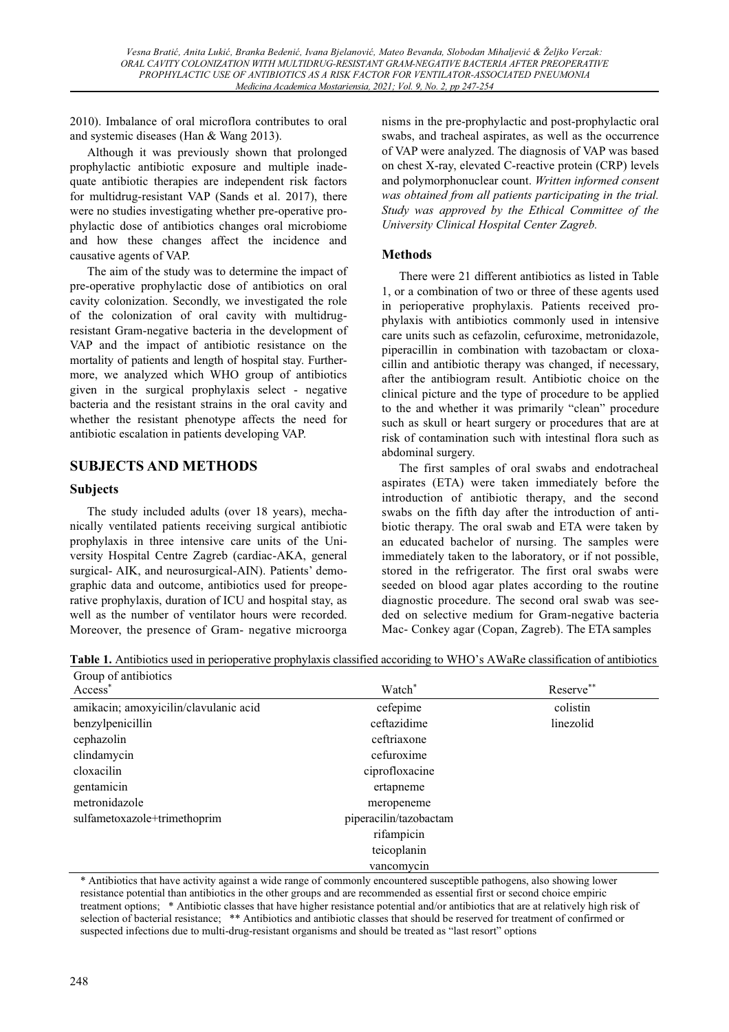2010). Imbalance of oral microflora contributes to oral and systemic diseases (Han & Wang 2013).

Although it was previously shown that prolonged prophylactic antibiotic exposure and multiple inadequate antibiotic therapies are independent risk factors for multidrug-resistant VAP (Sands et al. 2017), there were no studies investigating whether pre-operative prophylactic dose of antibiotics changes oral microbiome and how these changes affect the incidence and causative agents of VAP.

The aim of the study was to determine the impact of pre-operative prophylactic dose of antibiotics on oral cavity colonization. Secondly, we investigated the role of the colonization of oral cavity with multidrug-resistant Gram-negative bacteria in the development of VAP and the impact of antibiotic resistance on the mortality of patients and length of hospital stay. Furthermore, we analyzed which WHO group of antibiotics given in the surgical prophylaxis select - negative bacteria and the resistant strains in the oral cavity and whether the resistant phenotype affects the need for antibiotic escalation in patients developing VAP.

## SUBJECTS AND METHODS

### Subjects

The study included adults (over 18 years), mechanically ventilated patients receiving surgical antibiotic prophylaxis in three intensive care units of the University Hospital Centre Zagreb (cardiac-AKA, general surgical- AIK, and neurosurgical-AIN). Patients' demographic data and outcome, antibiotics used for preoperative prophylaxis, duration of ICU and hospital stay, as well as the number of ventilator hours were recorded. Moreover, the presence of Gram- negative microorganisms in the pre-prophylactic and post-prophylactic oral swabs, and tracheal aspirates, as well as the occurrence of VAP were analyzed. The diagnosis of VAP was based on chest X-ray, elevated C-reactive protein (CRP) levels and polymorphonuclear count. *Written informed consent was obtained from all patients participating in the trial. Study was approved by the Ethical Committee of the University Clinical Hospital Center Zagreb.*

### Methods

There were 21 different antibiotics as listed in Table 1, or a combination of two or three of these agents used in perioperative prophylaxis. Patients received prophylaxis with antibiotics commonly used in intensive care units such as cefazolin, cefuroxime, metronidazole, piperacillin in combination with tazobactam or cloxacillin and antibiotic therapy was changed, if necessary, after the antibiogram result. Antibiotic choice on the clinical picture and the type of procedure to be applied to the and whether it was primarily "clean" procedure such as skull or heart surgery or procedures that are at risk of contamination such with intestinal flora such as abdominal surgery.

The first samples of oral swabs and endotracheal aspirates (ETA) were taken immediately before the introduction of antibiotic therapy, and the second swabs on the fifth day after the introduction of antibiotic therapy. The oral swab and ETA were taken by an educated bachelor of nursing. The samples were immediately taken to the laboratory, or if not possible, stored in the refrigerator. The first oral swabs were seeded on blood agar plates according to the routine diagnostic procedure. The second oral swab was seeded on selective medium for Gram-negative bacteria Mac- Conkey agar (Copan, Zagreb). The ETA samples

**Table 1.** Antibiotics used in perioperative prophylaxis classified accoriding to WHO's AWaRe classification of antibiotics

| Group of antibiotics Access* | Watch* | Reserve** |
|---|---|---|
| amikacin; amoxyicilin/clavulanic acid | cefepime | colistin |
| benzylpenicillin | ceftazidime | linezolid |
| cephazolin | ceftriaxone | |
| clindamycin | cefuroxime | |
| cloxacilin | ciprofloxacine | |
| gentamicin | ertapneme | |
| metronidazole | meropeneme | |
| sulfametoxazole+trimethoprim | piperacilin/tazobactam | |
| | rifampicin | |
| | teicoplanin | |
| | vancomycin | |

\* Antibiotics that have activity against a wide range of commonly encountered susceptible pathogens, also showing lower resistance potential than antibiotics in the other groups and are recommended as essential first or second choice empiric treatment options; * Antibiotic classes that have higher resistance potential and/or antibiotics that are at relatively high risk of selection of bacterial resistance; ** Antibiotics and antibiotic classes that should be reserved for treatment of confirmed or suspected infections due to multi-drug-resistant organisms and should be treated as "last resort" options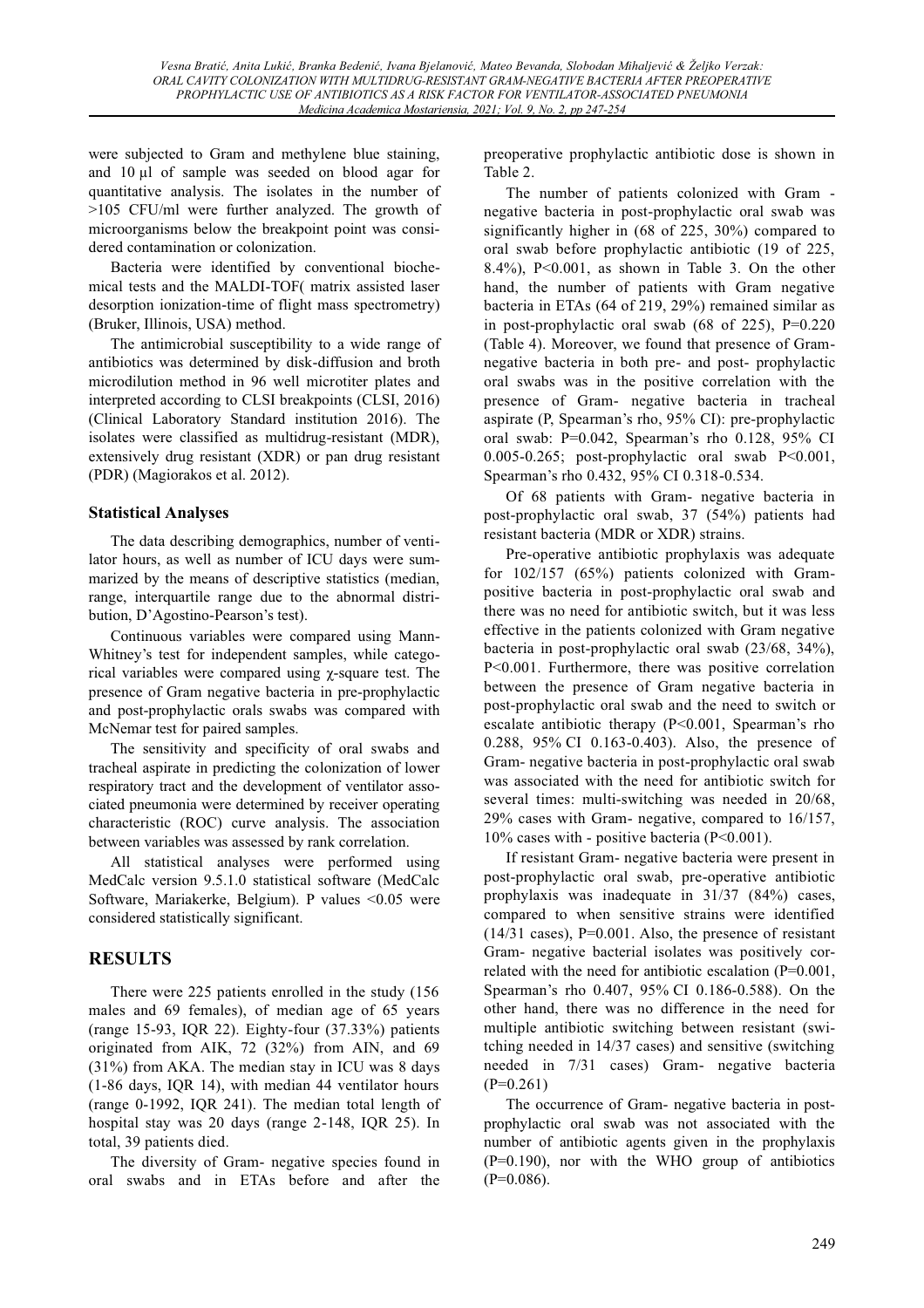were subjected to Gram and methylene blue staining, and 10 µl of sample was seeded on blood agar for quantitative analysis. The isolates in the number of >105 CFU/ml were further analyzed. The growth of microorganisms below the breakpoint point was considered contamination or colonization.

Bacteria were identified by conventional biochemical tests and the MALDI-TOF( matrix assisted laser desorption ionization-time of flight mass spectrometry) (Bruker, Illinois, USA) method.

The antimicrobial susceptibility to a wide range of antibiotics was determined by disk-diffusion and broth microdilution method in 96 well microtiter plates and interpreted according to CLSI breakpoints (CLSI, 2016) (Clinical Laboratory Standard institution 2016). The isolates were classified as multidrug-resistant (MDR), extensively drug resistant (XDR) or pan drug resistant (PDR) (Magiorakos et al. 2012).

### Statistical Analyses

The data describing demographics, number of ventilator hours, as well as number of ICU days were summarized by the means of descriptive statistics (median, range, interquartile range due to the abnormal distribution, D'Agostino-Pearson's test).

Continuous variables were compared using Mann-Whitney's test for independent samples, while categorical variables were compared using χ-square test. The presence of Gram negative bacteria in pre-prophylactic and post-prophylactic orals swabs was compared with McNemar test for paired samples.

The sensitivity and specificity of oral swabs and tracheal aspirate in predicting the colonization of lower respiratory tract and the development of ventilator associated pneumonia were determined by receiver operating characteristic (ROC) curve analysis. The association between variables was assessed by rank correlation.

All statistical analyses were performed using MedCalc version 9.5.1.0 statistical software (MedCalc Software, Mariakerke, Belgium). P values <0.05 were considered statistically significant.

## RESULTS

There were 225 patients enrolled in the study (156 males and 69 females), of median age of 65 years (range 15-93, IQR 22). Eighty-four (37.33%) patients originated from AIK, 72 (32%) from AIN, and 69 (31%) from AKA. The median stay in ICU was 8 days (1-86 days, IQR 14), with median 44 ventilator hours (range 0-1992, IQR 241). The median total length of hospital stay was 20 days (range 2-148, IQR 25). In total, 39 patients died.

The diversity of Gram- negative species found in oral swabs and in ETAs before and after the preoperative prophylactic antibiotic dose is shown in Table 2.

The number of patients colonized with Gram - negative bacteria in post-prophylactic oral swab was significantly higher in (68 of 225, 30%) compared to oral swab before prophylactic antibiotic (19 of 225, 8.4%), P<0.001, as shown in Table 3. On the other hand, the number of patients with Gram negative bacteria in ETAs (64 of 219, 29%) remained similar as in post-prophylactic oral swab (68 of 225), P=0.220 (Table 4). Moreover, we found that presence of Gram-negative bacteria in both pre- and post- prophylactic oral swabs was in the positive correlation with the presence of Gram- negative bacteria in tracheal aspirate (P, Spearman's rho, 95% CI): pre-prophylactic oral swab: P=0.042, Spearman's rho 0.128, 95% CI 0.005-0.265; post-prophylactic oral swab P<0.001, Spearman's rho 0.432, 95% CI 0.318-0.534.

Of 68 patients with Gram- negative bacteria in post-prophylactic oral swab, 37 (54%) patients had resistant bacteria (MDR or XDR) strains.

Pre-operative antibiotic prophylaxis was adequate for 102/157 (65%) patients colonized with Gram-positive bacteria in post-prophylactic oral swab and there was no need for antibiotic switch, but it was less effective in the patients colonized with Gram negative bacteria in post-prophylactic oral swab (23/68, 34%), P<0.001. Furthermore, there was positive correlation between the presence of Gram negative bacteria in post-prophylactic oral swab and the need to switch or escalate antibiotic therapy (P<0.001, Spearman's rho 0.288, 95% CI 0.163-0.403). Also, the presence of Gram- negative bacteria in post-prophylactic oral swab was associated with the need for antibiotic switch for several times: multi-switching was needed in 20/68, 29% cases with Gram- negative, compared to 16/157, 10% cases with - positive bacteria (P<0.001).

If resistant Gram- negative bacteria were present in post-prophylactic oral swab, pre-operative antibiotic prophylaxis was inadequate in 31/37 (84%) cases, compared to when sensitive strains were identified (14/31 cases), P=0.001. Also, the presence of resistant Gram- negative bacterial isolates was positively correlated with the need for antibiotic escalation (P=0.001, Spearman's rho 0.407, 95% CI 0.186-0.588). On the other hand, there was no difference in the need for multiple antibiotic switching between resistant (switching needed in 14/37 cases) and sensitive (switching needed in 7/31 cases) Gram- negative bacteria (P=0.261)

The occurrence of Gram- negative bacteria in post-prophylactic oral swab was not associated with the number of antibiotic agents given in the prophylaxis (P=0.190), nor with the WHO group of antibiotics (P=0.086).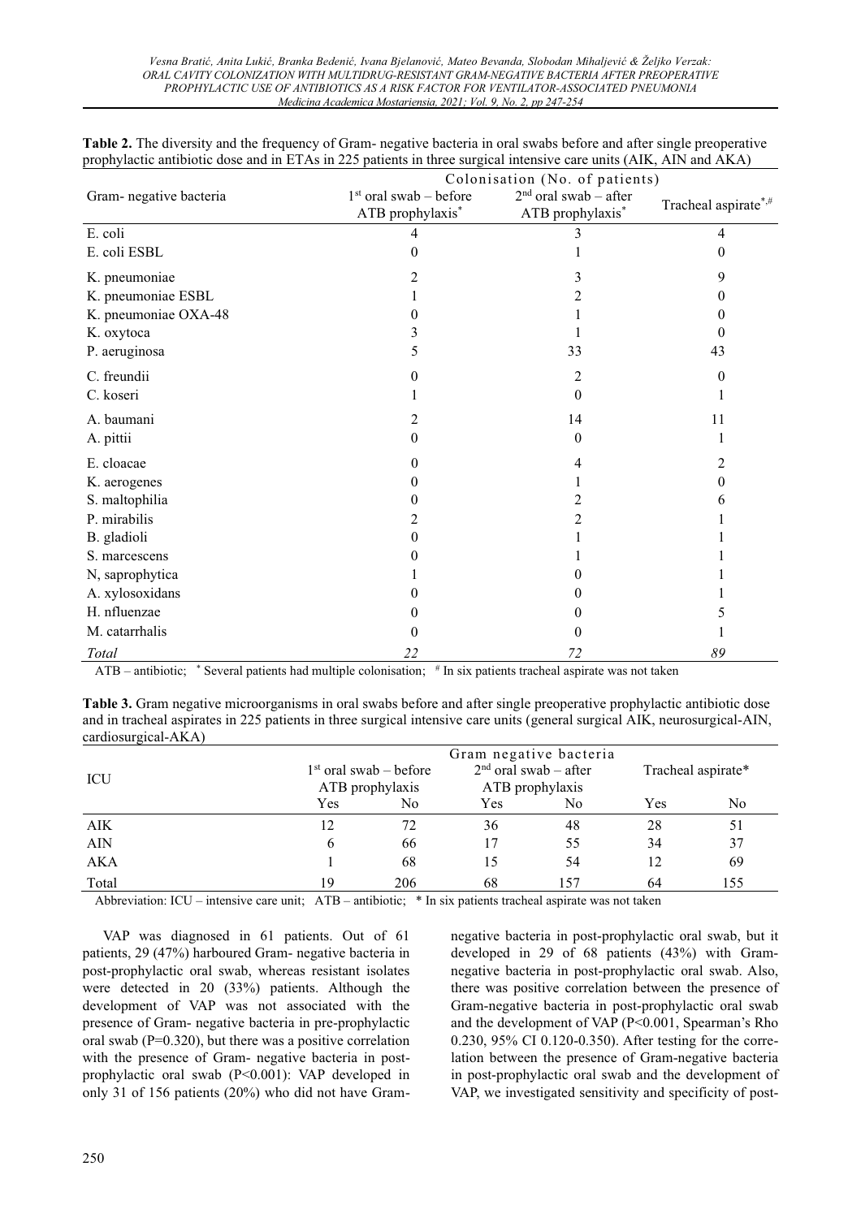**Table 2.** The diversity and the frequency of Gram- negative bacteria in oral swabs before and after single preoperative prophylactic antibiotic dose and in ETAs in 225 patients in three surgical intensive care units (AIK, AIN and AKA)

| Gram- negative bacteria | Colonisation (No. of patients) 1st oral swab – before ATB prophylaxis* | 2nd oral swab – after ATB prophylaxis* | Tracheal aspirate*,# |
|---|---|---|---|
| E. coli | 4 | 3 | 4 |
| E. coli ESBL | 0 | 1 | 0 |
| K. pneumoniae | 2 | 3 | 9 |
| K. pneumoniae ESBL | 1 | 2 | 0 |
| K. pneumoniae OXA-48 | 0 | 1 | 0 |
| K. oxytoca | 3 | 1 | 0 |
| P. aeruginosa | 5 | 33 | 43 |
| C. freundii | 0 | 2 | 0 |
| C. koseri | 1 | 0 | 1 |
| A. baumani | 2 | 14 | 11 |
| A. pittii | 0 | 0 | 1 |
| E. cloacae | 0 | 4 | 2 |
| K. aerogenes | 0 | 1 | 0 |
| S. maltophilia | 0 | 2 | 6 |
| P. mirabilis | 2 | 2 | 1 |
| B. gladioli | 0 | 1 | 1 |
| S. marcescens | 0 | 1 | 1 |
| N, saprophytica | 1 | 0 | 1 |
| A. xylosoxidans | 0 | 0 | 1 |
| H. nfluenzae | 0 | 0 | 5 |
| M. catarrhalis | 0 | 0 | 1 |
| *Total* | *22* | *72* | *89* |

ATB – antibiotic; * Several patients had multiple colonisation; # In six patients tracheal aspirate was not taken

**Table 3.** Gram negative microorganisms in oral swabs before and after single preoperative prophylactic antibiotic dose and in tracheal aspirates in 225 patients in three surgical intensive care units (general surgical AIK, neurosurgical-AIN, cardiosurgical-AKA)

| ICU | Gram negative bacteria: 1st oral swab – before ATB prophylaxis | | 2nd oral swab – after ATB prophylaxis | | Tracheal aspirate* | |
|---|---|---|---|---|---|---|
| | Yes | No | Yes | No | Yes | No |
| AIK | 12 | 72 | 36 | 48 | 28 | 51 |
| AIN | 6 | 66 | 17 | 55 | 34 | 37 |
| AKA | 1 | 68 | 15 | 54 | 12 | 69 |
| Total | 19 | 206 | 68 | 157 | 64 | 155 |

Abbreviation: ICU – intensive care unit; ATB – antibiotic; * In six patients tracheal aspirate was not taken

VAP was diagnosed in 61 patients. Out of 61 patients, 29 (47%) harboured Gram- negative bacteria in post-prophylactic oral swab, whereas resistant isolates were detected in 20 (33%) patients. Although the development of VAP was not associated with the presence of Gram- negative bacteria in pre-prophylactic oral swab (P=0.320), but there was a positive correlation with the presence of Gram- negative bacteria in post-prophylactic oral swab (P<0.001): VAP developed in only 31 of 156 patients (20%) who did not have Gram-negative bacteria in post-prophylactic oral swab, but it developed in 29 of 68 patients (43%) with Gram-negative bacteria in post-prophylactic oral swab. Also, there was positive correlation between the presence of Gram-negative bacteria in post-prophylactic oral swab and the development of VAP (P<0.001, Spearman's Rho 0.230, 95% CI 0.120-0.350). After testing for the correlation between the presence of Gram-negative bacteria in post-prophylactic oral swab and the development of VAP, we investigated sensitivity and specificity of post-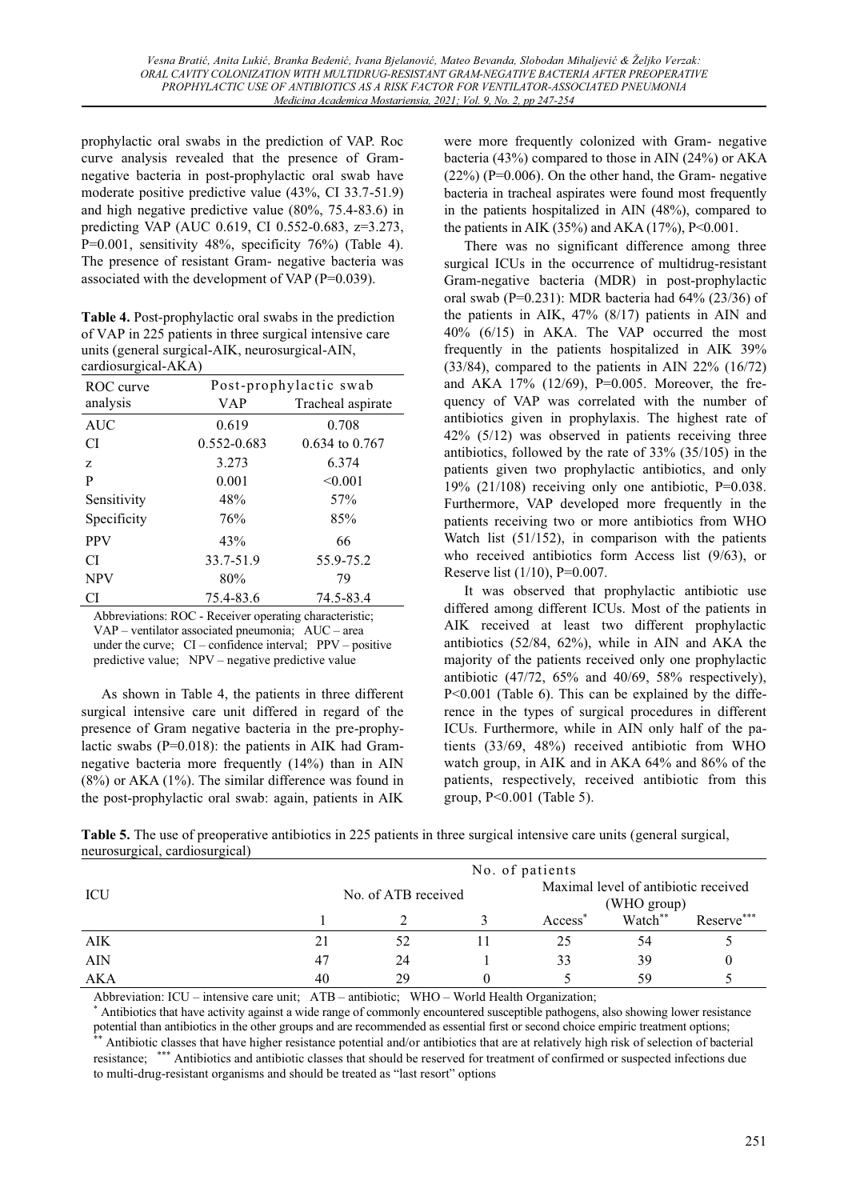prophylactic oral swabs in the prediction of VAP. Roc curve analysis revealed that the presence of Gram-negative bacteria in post-prophylactic oral swab have moderate positive predictive value (43%, CI 33.7-51.9) and high negative predictive value (80%, 75.4-83.6) in predicting VAP (AUC 0.619, CI 0.552-0.683, z=3.273, P=0.001, sensitivity 48%, specificity 76%) (Table 4). The presence of resistant Gram- negative bacteria was associated with the development of VAP (P=0.039).

**Table 4.** Post-prophylactic oral swabs in the prediction of VAP in 225 patients in three surgical intensive care units (general surgical-AIK, neurosurgical-AIN, cardiosurgical-AKA)

| ROC curve analysis | Post-prophylactic swab | |
|---|---|---|
| | VAP | Tracheal aspirate |
| AUC | 0.619 | 0.708 |
| CI | 0.552-0.683 | 0.634 to 0.767 |
| z | 3.273 | 6.374 |
| P | 0.001 | <0.001 |
| Sensitivity | 48% | 57% |
| Specificity | 76% | 85% |
| PPV | 43% | 66 |
| CI | 33.7-51.9 | 55.9-75.2 |
| NPV | 80% | 79 |
| CI | 75.4-83.6 | 74.5-83.4 |

Abbreviations: ROC - Receiver operating characteristic; VAP – ventilator associated pneumonia; AUC – area under the curve; CI – confidence interval; PPV – positive predictive value; NPV – negative predictive value

As shown in Table 4, the patients in three different surgical intensive care unit differed in regard of the presence of Gram negative bacteria in the pre-prophylactic swabs (P=0.018): the patients in AIK had Gram-negative bacteria more frequently (14%) than in AIN (8%) or AKA (1%). The similar difference was found in the post-prophylactic oral swab: again, patients in AIK were more frequently colonized with Gram- negative bacteria (43%) compared to those in AIN (24%) or AKA (22%) (P=0.006). On the other hand, the Gram- negative bacteria in tracheal aspirates were found most frequently in the patients hospitalized in AIN (48%), compared to the patients in AIK (35%) and AKA (17%), P<0.001.

There was no significant difference among three surgical ICUs in the occurrence of multidrug-resistant Gram-negative bacteria (MDR) in post-prophylactic oral swab (P=0.231): MDR bacteria had 64% (23/36) of the patients in AIK, 47% (8/17) patients in AIN and 40% (6/15) in AKA. The VAP occurred the most frequently in the patients hospitalized in AIK 39% (33/84), compared to the patients in AIN 22% (16/72) and AKA 17% (12/69), P=0.005. Moreover, the frequency of VAP was correlated with the number of antibiotics given in prophylaxis. The highest rate of 42% (5/12) was observed in patients receiving three antibiotics, followed by the rate of 33% (35/105) in the patients given two prophylactic antibiotics, and only 19% (21/108) receiving only one antibiotic, P=0.038. Furthermore, VAP developed more frequently in the patients receiving two or more antibiotics from WHO Watch list (51/152), in comparison with the patients who received antibiotics form Access list (9/63), or Reserve list (1/10), P=0.007.

It was observed that prophylactic antibiotic use differed among different ICUs. Most of the patients in AIK received at least two different prophylactic antibiotics (52/84, 62%), while in AIN and AKA the majority of the patients received only one prophylactic antibiotic (47/72, 65% and 40/69, 58% respectively), P<0.001 (Table 6). This can be explained by the difference in the types of surgical procedures in different ICUs. Furthermore, while in AIN only half of the patients (33/69, 48%) received antibiotic from WHO watch group, in AIK and in AKA 64% and 86% of the patients, respectively, received antibiotic from this group, P<0.001 (Table 5).

**Table 5.** The use of preoperative antibiotics in 225 patients in three surgical intensive care units (general surgical, neurosurgical, cardiosurgical)

| ICU | No. of patients | | | | | |
|---|---|---|---|---|---|---|
| | No. of ATB received | | | Maximal level of antibiotic received (WHO group) | | |
| | 1 | 2 | 3 | Access* | Watch** | Reserve*** |
| AIK | 21 | 52 | 11 | 25 | 54 | 5 |
| AIN | 47 | 24 | 1 | 33 | 39 | 0 |
| AKA | 40 | 29 | 0 | 5 | 59 | 5 |

Abbreviation: ICU – intensive care unit; ATB – antibiotic; WHO – World Health Organization;
* Antibiotics that have activity against a wide range of commonly encountered susceptible pathogens, also showing lower resistance potential than antibiotics in the other groups and are recommended as essential first or second choice empiric treatment options;
** Antibiotic classes that have higher resistance potential and/or antibiotics that are at relatively high risk of selection of bacterial resistance; *** Antibiotics and antibiotic classes that should be reserved for treatment of confirmed or suspected infections due to multi-drug-resistant organisms and should be treated as "last resort" options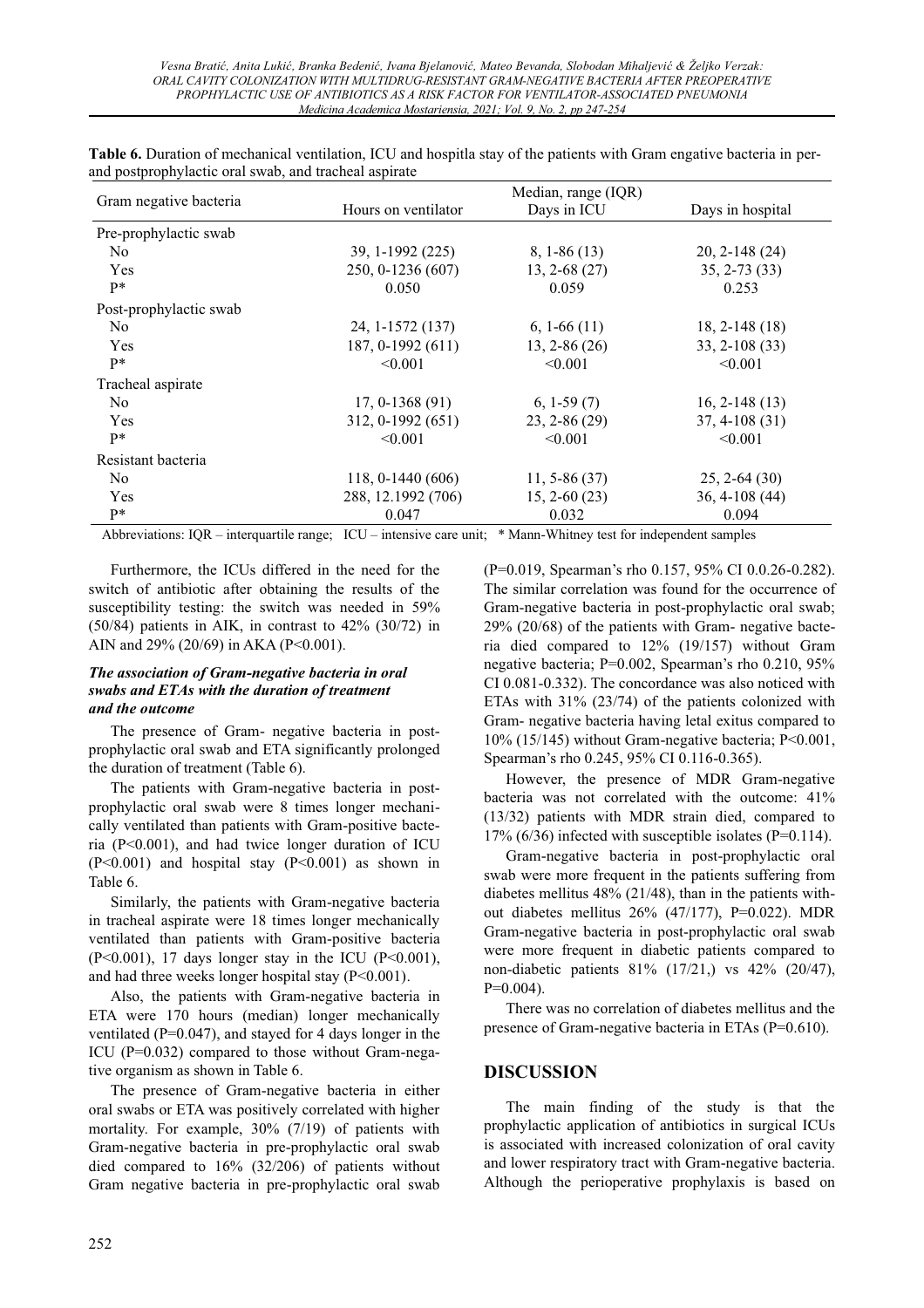**Table 6.** Duration of mechanical ventilation, ICU and hospitla stay of the patients with Gram engative bacteria in per- and postprophylactic oral swab, and tracheal aspirate

| Gram negative bacteria | Median, range (IQR) | | |
|---|---|---|---|
| | Hours on ventilator | Days in ICU | Days in hospital |
| Pre-prophylactic swab | | | |
| No | 39, 1-1992 (225) | 8, 1-86 (13) | 20, 2-148 (24) |
| Yes | 250, 0-1236 (607) | 13, 2-68 (27) | 35, 2-73 (33) |
| P* | 0.050 | 0.059 | 0.253 |
| Post-prophylactic swab | | | |
| No | 24, 1-1572 (137) | 6, 1-66 (11) | 18, 2-148 (18) |
| Yes | 187, 0-1992 (611) | 13, 2-86 (26) | 33, 2-108 (33) |
| P* | <0.001 | <0.001 | <0.001 |
| Tracheal aspirate | | | |
| No | 17, 0-1368 (91) | 6, 1-59 (7) | 16, 2-148 (13) |
| Yes | 312, 0-1992 (651) | 23, 2-86 (29) | 37, 4-108 (31) |
| P* | <0.001 | <0.001 | <0.001 |
| Resistant bacteria | | | |
| No | 118, 0-1440 (606) | 11, 5-86 (37) | 25, 2-64 (30) |
| Yes | 288, 12.1992 (706) | 15, 2-60 (23) | 36, 4-108 (44) |
| P* | 0.047 | 0.032 | 0.094 |

Abbreviations: IQR – interquartile range; ICU – intensive care unit; * Mann-Whitney test for independent samples

Furthermore, the ICUs differed in the need for the switch of antibiotic after obtaining the results of the susceptibility testing: the switch was needed in 59% (50/84) patients in AIK, in contrast to 42% (30/72) in AIN and 29% (20/69) in AKA (P<0.001).

### *The association of Gram-negative bacteria in oral swabs and ETAs with the duration of treatment and the outcome*

The presence of Gram- negative bacteria in post-prophylactic oral swab and ETA significantly prolonged the duration of treatment (Table 6).

The patients with Gram-negative bacteria in post-prophylactic oral swab were 8 times longer mechanically ventilated than patients with Gram-positive bacteria (P<0.001), and had twice longer duration of ICU (P<0.001) and hospital stay (P<0.001) as shown in Table 6.

Similarly, the patients with Gram-negative bacteria in tracheal aspirate were 18 times longer mechanically ventilated than patients with Gram-positive bacteria (P<0.001), 17 days longer stay in the ICU (P<0.001), and had three weeks longer hospital stay (P<0.001).

Also, the patients with Gram-negative bacteria in ETA were 170 hours (median) longer mechanically ventilated (P=0.047), and stayed for 4 days longer in the ICU (P=0.032) compared to those without Gram-negative organism as shown in Table 6.

The presence of Gram-negative bacteria in either oral swabs or ETA was positively correlated with higher mortality. For example, 30% (7/19) of patients with Gram-negative bacteria in pre-prophylactic oral swab died compared to 16% (32/206) of patients without Gram negative bacteria in pre-prophylactic oral swab (P=0.019, Spearman's rho 0.157, 95% CI 0.0.26-0.282). The similar correlation was found for the occurrence of Gram-negative bacteria in post-prophylactic oral swab; 29% (20/68) of the patients with Gram- negative bacteria died compared to 12% (19/157) without Gram negative bacteria; P=0.002, Spearman's rho 0.210, 95% CI 0.081-0.332). The concordance was also noticed with ETAs with 31% (23/74) of the patients colonized with Gram- negative bacteria having letal exitus compared to 10% (15/145) without Gram-negative bacteria; P<0.001, Spearman's rho 0.245, 95% CI 0.116-0.365).

However, the presence of MDR Gram-negative bacteria was not correlated with the outcome: 41% (13/32) patients with MDR strain died, compared to 17% (6/36) infected with susceptible isolates (P=0.114).

Gram-negative bacteria in post-prophylactic oral swab were more frequent in the patients suffering from diabetes mellitus 48% (21/48), than in the patients without diabetes mellitus 26% (47/177), P=0.022). MDR Gram-negative bacteria in post-prophylactic oral swab were more frequent in diabetic patients compared to non-diabetic patients 81% (17/21,) vs 42% (20/47), P=0.004).

There was no correlation of diabetes mellitus and the presence of Gram-negative bacteria in ETAs (P=0.610).

## DISCUSSION

The main finding of the study is that the prophylactic application of antibiotics in surgical ICUs is associated with increased colonization of oral cavity and lower respiratory tract with Gram-negative bacteria. Although the perioperative prophylaxis is based on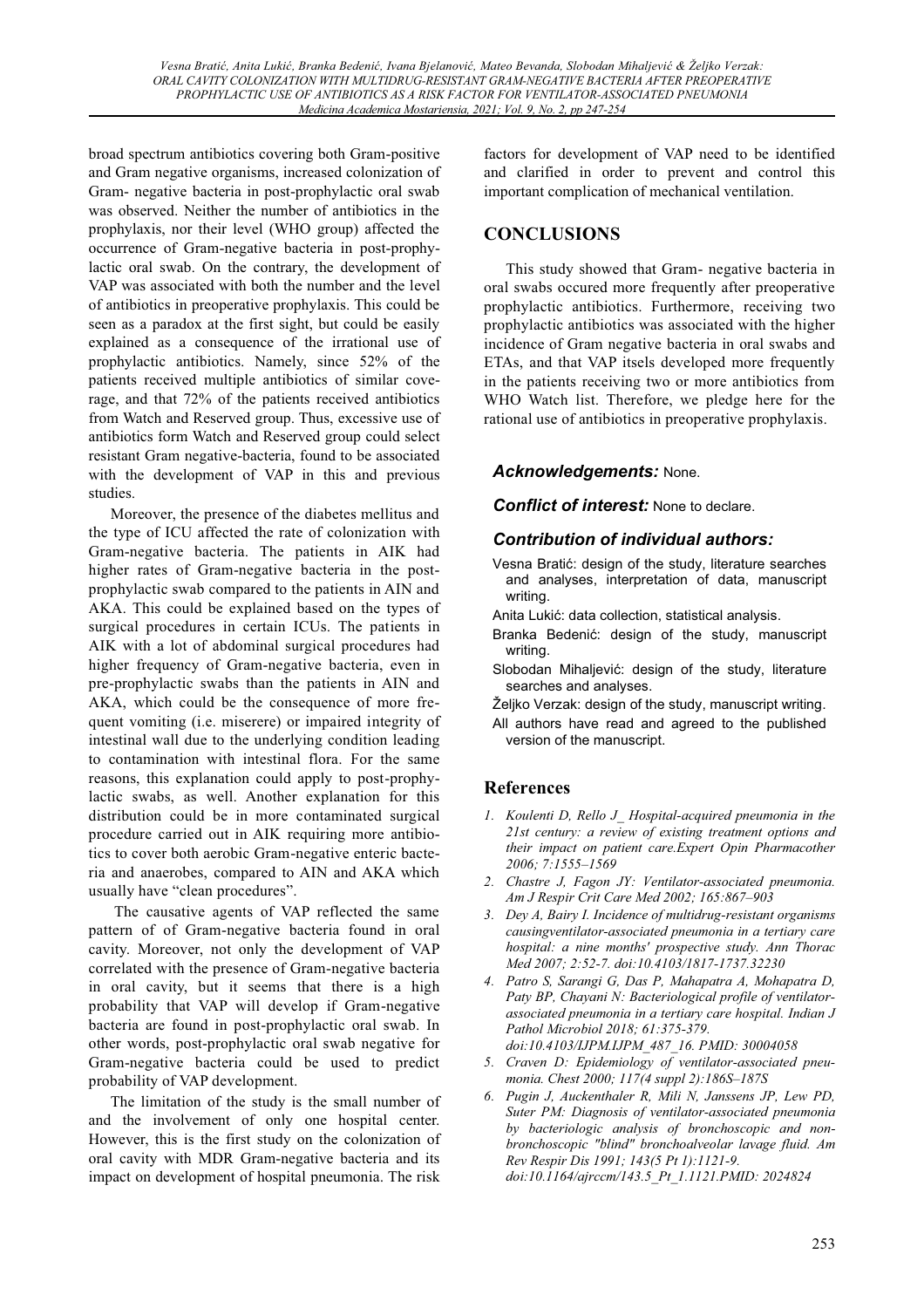broad spectrum antibiotics covering both Gram-positive and Gram negative organisms, increased colonization of Gram- negative bacteria in post-prophylactic oral swab was observed. Neither the number of antibiotics in the prophylaxis, nor their level (WHO group) affected the occurrence of Gram-negative bacteria in post-prophylactic oral swab. On the contrary, the development of VAP was associated with both the number and the level of antibiotics in preoperative prophylaxis. This could be seen as a paradox at the first sight, but could be easily explained as a consequence of the irrational use of prophylactic antibiotics. Namely, since 52% of the patients received multiple antibiotics of similar coverage, and that 72% of the patients received antibiotics from Watch and Reserved group. Thus, excessive use of antibiotics form Watch and Reserved group could select resistant Gram negative-bacteria, found to be associated with the development of VAP in this and previous studies.

Moreover, the presence of the diabetes mellitus and the type of ICU affected the rate of colonization with Gram-negative bacteria. The patients in AIK had higher rates of Gram-negative bacteria in the post-prophylactic swab compared to the patients in AIN and AKA. This could be explained based on the types of surgical procedures in certain ICUs. The patients in AIK with a lot of abdominal surgical procedures had higher frequency of Gram-negative bacteria, even in pre-prophylactic swabs than the patients in AIN and AKA, which could be the consequence of more frequent vomiting (i.e. miserere) or impaired integrity of intestinal wall due to the underlying condition leading to contamination with intestinal flora. For the same reasons, this explanation could apply to post-prophylactic swabs, as well. Another explanation for this distribution could be in more contaminated surgical procedure carried out in AIK requiring more antibiotics to cover both aerobic Gram-negative enteric bacteria and anaerobes, compared to AIN and AKA which usually have "clean procedures".

The causative agents of VAP reflected the same pattern of of Gram-negative bacteria found in oral cavity. Moreover, not only the development of VAP correlated with the presence of Gram-negative bacteria in oral cavity, but it seems that there is a high probability that VAP will develop if Gram-negative bacteria are found in post-prophylactic oral swab. In other words, post-prophylactic oral swab negative for Gram-negative bacteria could be used to predict probability of VAP development.

The limitation of the study is the small number of and the involvement of only one hospital center. However, this is the first study on the colonization of oral cavity with MDR Gram-negative bacteria and its impact on development of hospital pneumonia. The risk factors for development of VAP need to be identified and clarified in order to prevent and control this important complication of mechanical ventilation.

## CONCLUSIONS

This study showed that Gram- negative bacteria in oral swabs occured more frequently after preoperative prophylactic antibiotics. Furthermore, receiving two prophylactic antibiotics was associated with the higher incidence of Gram negative bacteria in oral swabs and ETAs, and that VAP itsels developed more frequently in the patients receiving two or more antibiotics from WHO Watch list. Therefore, we pledge here for the rational use of antibiotics in preoperative prophylaxis.

***Acknowledgements:*** None.

***Conflict of interest:*** None to declare.

### *Contribution of individual authors:*

Vesna Bratić: design of the study, literature searches and analyses, interpretation of data, manuscript writing.

Anita Lukić: data collection, statistical analysis.

Branka Bedenić: design of the study, manuscript writing.

Slobodan Mihaljević: design of the study, literature searches and analyses.

Željko Verzak: design of the study, manuscript writing.

All authors have read and agreed to the published version of the manuscript.

## References

1. *Koulenti D, Rello J_ Hospital-acquired pneumonia in the 21st century: a review of existing treatment options and their impact on patient care.Expert Opin Pharmacother 2006; 7:1555–1569*
2. *Chastre J, Fagon JY: Ventilator-associated pneumonia. Am J Respir Crit Care Med 2002; 165:867–903*
3. *Dey A, Bairy I. Incidence of multidrug-resistant organisms causingventilator-associated pneumonia in a tertiary care hospital: a nine months' prospective study. Ann Thorac Med 2007; 2:52-7. doi:10.4103/1817-1737.32230*
4. *Patro S, Sarangi G, Das P, Mahapatra A, Mohapatra D, Paty BP, Chayani N: Bacteriological profile of ventilator-associated pneumonia in a tertiary care hospital. Indian J Pathol Microbiol 2018; 61:375-379. doi:10.4103/IJPM.IJPM_487_16. PMID: 30004058*
5. *Craven D: Epidemiology of ventilator-associated pneumonia. Chest 2000; 117(4 suppl 2):186S–187S*
6. *Pugin J, Auckenthaler R, Mili N, Janssens JP, Lew PD, Suter PM: Diagnosis of ventilator-associated pneumonia by bacteriologic analysis of bronchoscopic and non-bronchoscopic "blind" bronchoalveolar lavage fluid. Am Rev Respir Dis 1991; 143(5 Pt 1):1121-9. doi:10.1164/ajrccm/143.5_Pt_1.1121.PMID: 2024824*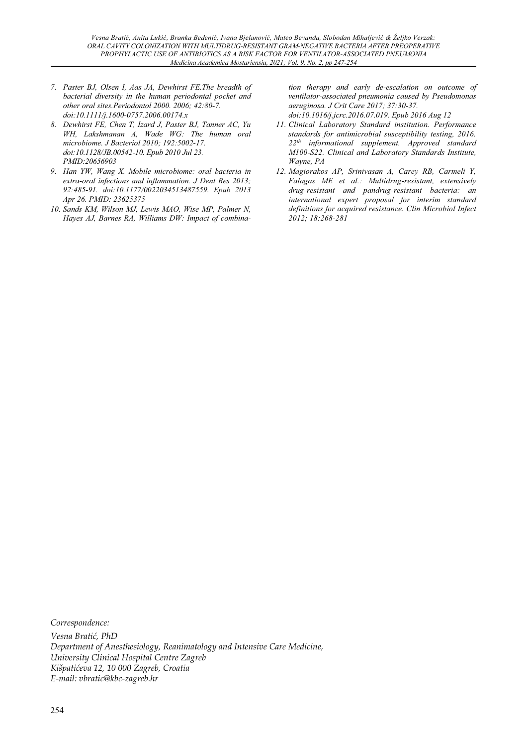7. *Paster BJ, Olsen I, Aas JA, Dewhirst FE.The breadth of bacterial diversity in the human periodontal pocket and other oral sites.Periodontol 2000. 2006; 42:80-7. doi:10.1111/j.1600-0757.2006.00174.x*
8. *Dewhirst FE, Chen T, Izard J, Paster BJ, Tanner AC, Yu WH, Lakshmanan A, Wade WG: The human oral microbiome. J Bacteriol 2010; 192:5002-17. doi:10.1128/JB.00542-10. Epub 2010 Jul 23. PMID:20656903*
9. *Han YW, Wang X. Mobile microbiome: oral bacteria in extra-oral infections and inflammation. J Dent Res 2013; 92:485-91. doi:10.1177/0022034513487559. Epub 2013 Apr 26. PMID: 23625375*
10. *Sands KM, Wilson MJ, Lewis MAO, Wise MP, Palmer N, Hayes AJ, Barnes RA, Williams DW: Impact of combination therapy and early de-escalation on outcome of ventilator-associated pneumonia caused by Pseudomonas aeruginosa. J Crit Care 2017; 37:30-37. doi:10.1016/j.jcrc.2016.07.019. Epub 2016 Aug 12*
11. *Clinical Laboratory Standard institution. Performance standards for antimicrobial susceptibility testing, 2016. 22th informational supplement. Approved standard M100-S22. Clinical and Laboratory Standards Institute, Wayne, PA*
12. *Magiorakos AP, Srinivasan A, Carey RB, Carmeli Y, Falagas ME et al.: Multidrug-resistant, extensively drug-resistant and pandrug-resistant bacteria: an international expert proposal for interim standard definitions for acquired resistance. Clin Microbiol Infect 2012; 18:268-281*

*Correspondence:*
*Vesna Bratić, PhD*
*Department of Anesthesiology, Reanimatology and Intensive Care Medicine,*
*University Clinical Hospital Centre Zagreb*
*Kišpatićeva 12, 10 000 Zagreb, Croatia*
*E-mail: vbratic@kbc-zagreb.hr*